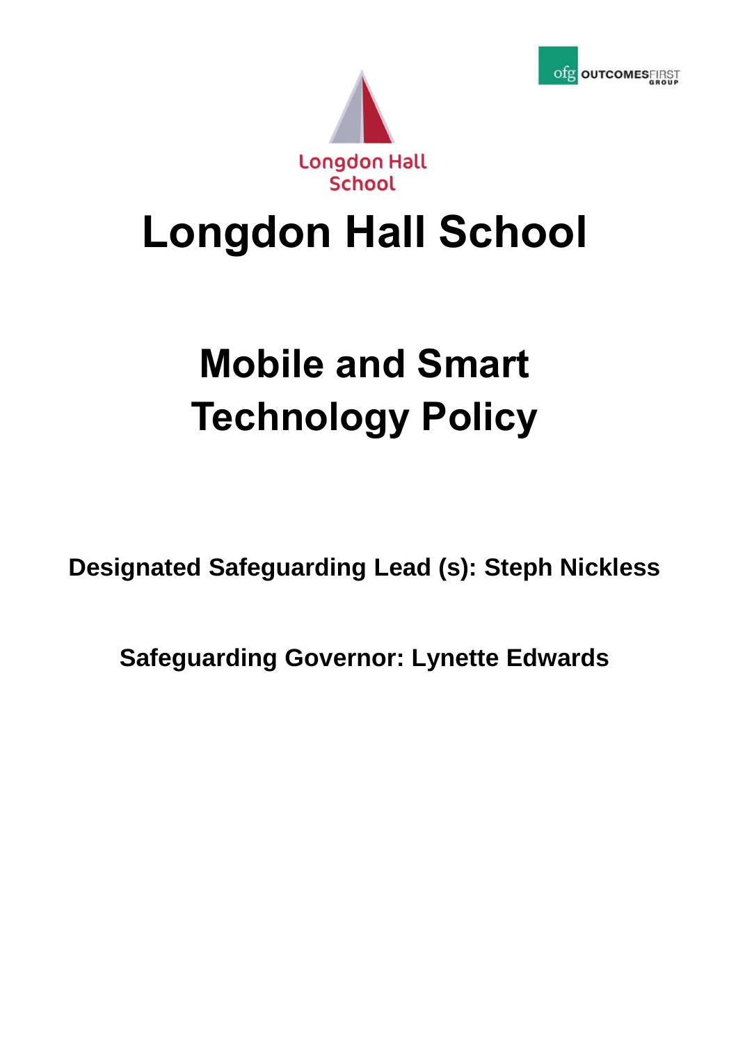# Longdon Hall School

# Mobile and Smart Technology Policy

**Designated Safeguarding Lead (s): Steph Nickless**

**Safeguarding Governor: Lynette Edwards**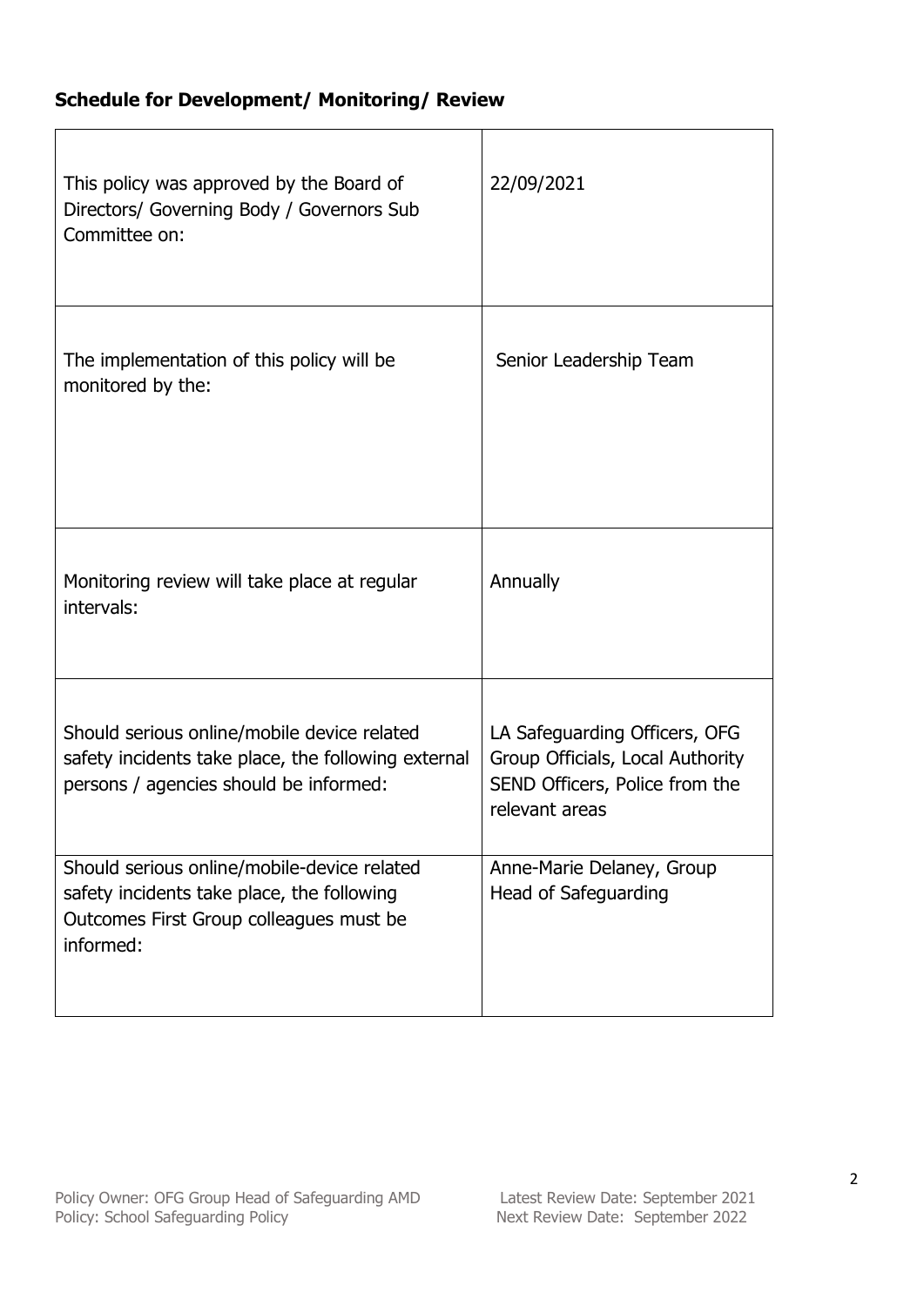## Schedule for Development/ Monitoring/ Review

| | |
|---|---|
| This policy was approved by the Board of Directors/ Governing Body / Governors Sub Committee on: | 22/09/2021 |
| The implementation of this policy will be monitored by the: | Senior Leadership Team |
| Monitoring review will take place at regular intervals: | Annually |
| Should serious online/mobile device related safety incidents take place, the following external persons / agencies should be informed: | LA Safeguarding Officers, OFG Group Officials, Local Authority SEND Officers, Police from the relevant areas |
| Should serious online/mobile-device related safety incidents take place, the following Outcomes First Group colleagues must be informed: | Anne-Marie Delaney, Group Head of Safeguarding |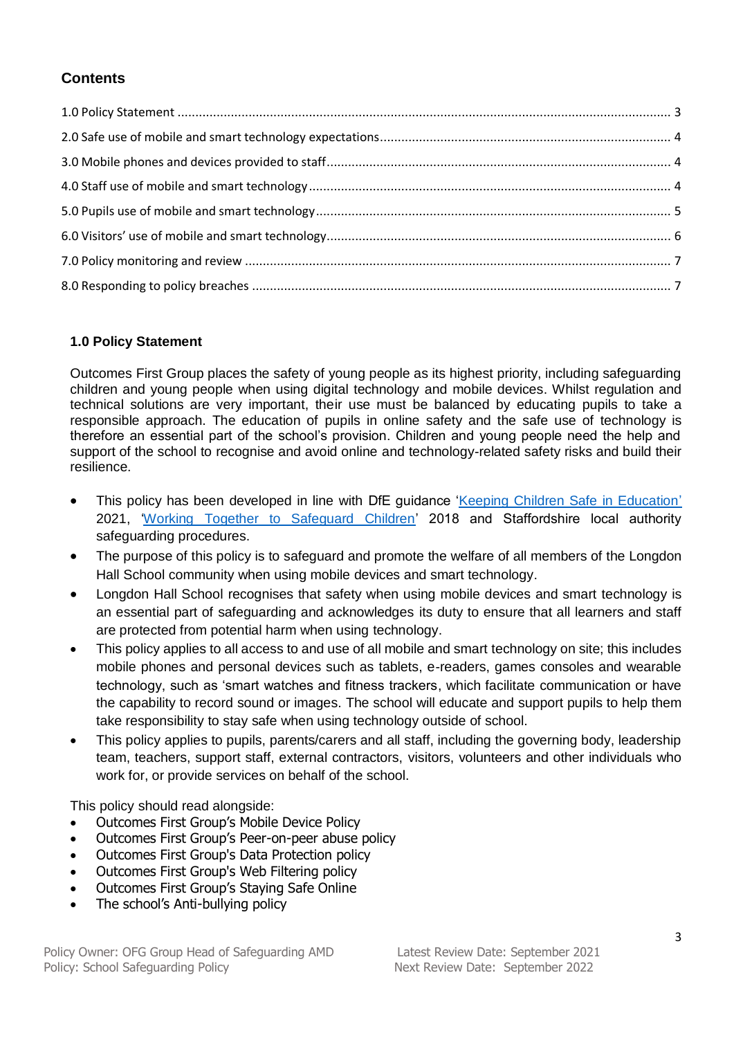## Contents

1.0 Policy Statement ........................................................................................................................................ 3
2.0 Safe use of mobile and smart technology expectations................................................................................. 4
3.0 Mobile phones and devices provided to staff............................................................................................... 4
4.0 Staff use of mobile and smart technology.................................................................................................... 4
5.0 Pupils use of mobile and smart technology.................................................................................................. 5
6.0 Visitors' use of mobile and smart technology............................................................................................... 6
7.0 Policy monitoring and review ...................................................................................................................... 7
8.0 Responding to policy breaches .................................................................................................................... 7

### 1.0 Policy Statement

Outcomes First Group places the safety of young people as its highest priority, including safeguarding children and young people when using digital technology and mobile devices. Whilst regulation and technical solutions are very important, their use must be balanced by educating pupils to take a responsible approach. The education of pupils in online safety and the safe use of technology is therefore an essential part of the school's provision. Children and young people need the help and support of the school to recognise and avoid online and technology-related safety risks and build their resilience.

- This policy has been developed in line with DfE guidance 'Keeping Children Safe in Education' 2021, 'Working Together to Safeguard Children' 2018 and Staffordshire local authority safeguarding procedures.
- The purpose of this policy is to safeguard and promote the welfare of all members of the Longdon Hall School community when using mobile devices and smart technology.
- Longdon Hall School recognises that safety when using mobile devices and smart technology is an essential part of safeguarding and acknowledges its duty to ensure that all learners and staff are protected from potential harm when using technology.
- This policy applies to all access to and use of all mobile and smart technology on site; this includes mobile phones and personal devices such as tablets, e-readers, games consoles and wearable technology, such as 'smart watches and fitness trackers, which facilitate communication or have the capability to record sound or images. The school will educate and support pupils to help them take responsibility to stay safe when using technology outside of school.
- This policy applies to pupils, parents/carers and all staff, including the governing body, leadership team, teachers, support staff, external contractors, visitors, volunteers and other individuals who work for, or provide services on behalf of the school.

This policy should read alongside:

- Outcomes First Group's Mobile Device Policy
- Outcomes First Group's Peer-on-peer abuse policy
- Outcomes First Group's Data Protection policy
- Outcomes First Group's Web Filtering policy
- Outcomes First Group's Staying Safe Online
- The school's Anti-bullying policy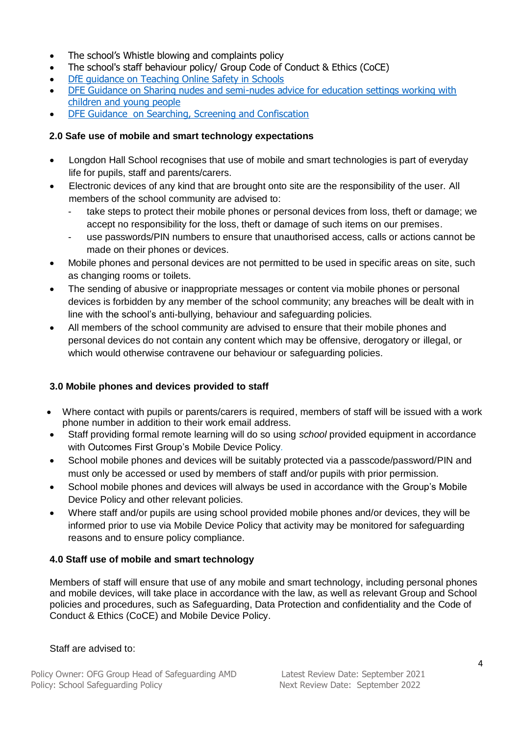- The school's Whistle blowing and complaints policy
- The school's staff behaviour policy/ Group Code of Conduct & Ethics (CoCE)
- DfE guidance on Teaching Online Safety in Schools
- DFE Guidance on Sharing nudes and semi-nudes advice for education settings working with children and young people
- DFE Guidance on Searching, Screening and Confiscation

## 2.0 Safe use of mobile and smart technology expectations

- Longdon Hall School recognises that use of mobile and smart technologies is part of everyday life for pupils, staff and parents/carers.
- Electronic devices of any kind that are brought onto site are the responsibility of the user. All members of the school community are advised to:
  - take steps to protect their mobile phones or personal devices from loss, theft or damage; we accept no responsibility for the loss, theft or damage of such items on our premises.
  - use passwords/PIN numbers to ensure that unauthorised access, calls or actions cannot be made on their phones or devices.
- Mobile phones and personal devices are not permitted to be used in specific areas on site, such as changing rooms or toilets.
- The sending of abusive or inappropriate messages or content via mobile phones or personal devices is forbidden by any member of the school community; any breaches will be dealt with in line with the school's anti-bullying, behaviour and safeguarding policies.
- All members of the school community are advised to ensure that their mobile phones and personal devices do not contain any content which may be offensive, derogatory or illegal, or which would otherwise contravene our behaviour or safeguarding policies.

## 3.0 Mobile phones and devices provided to staff

- Where contact with pupils or parents/carers is required, members of staff will be issued with a work phone number in addition to their work email address.
- Staff providing formal remote learning will do so using *school* provided equipment in accordance with Outcomes First Group's Mobile Device Policy.
- School mobile phones and devices will be suitably protected via a passcode/password/PIN and must only be accessed or used by members of staff and/or pupils with prior permission.
- School mobile phones and devices will always be used in accordance with the Group's Mobile Device Policy and other relevant policies.
- Where staff and/or pupils are using school provided mobile phones and/or devices, they will be informed prior to use via Mobile Device Policy that activity may be monitored for safeguarding reasons and to ensure policy compliance.

## 4.0 Staff use of mobile and smart technology

Members of staff will ensure that use of any mobile and smart technology, including personal phones and mobile devices, will take place in accordance with the law, as well as relevant Group and School policies and procedures, such as Safeguarding, Data Protection and confidentiality and the Code of Conduct & Ethics (CoCE) and Mobile Device Policy.

Staff are advised to: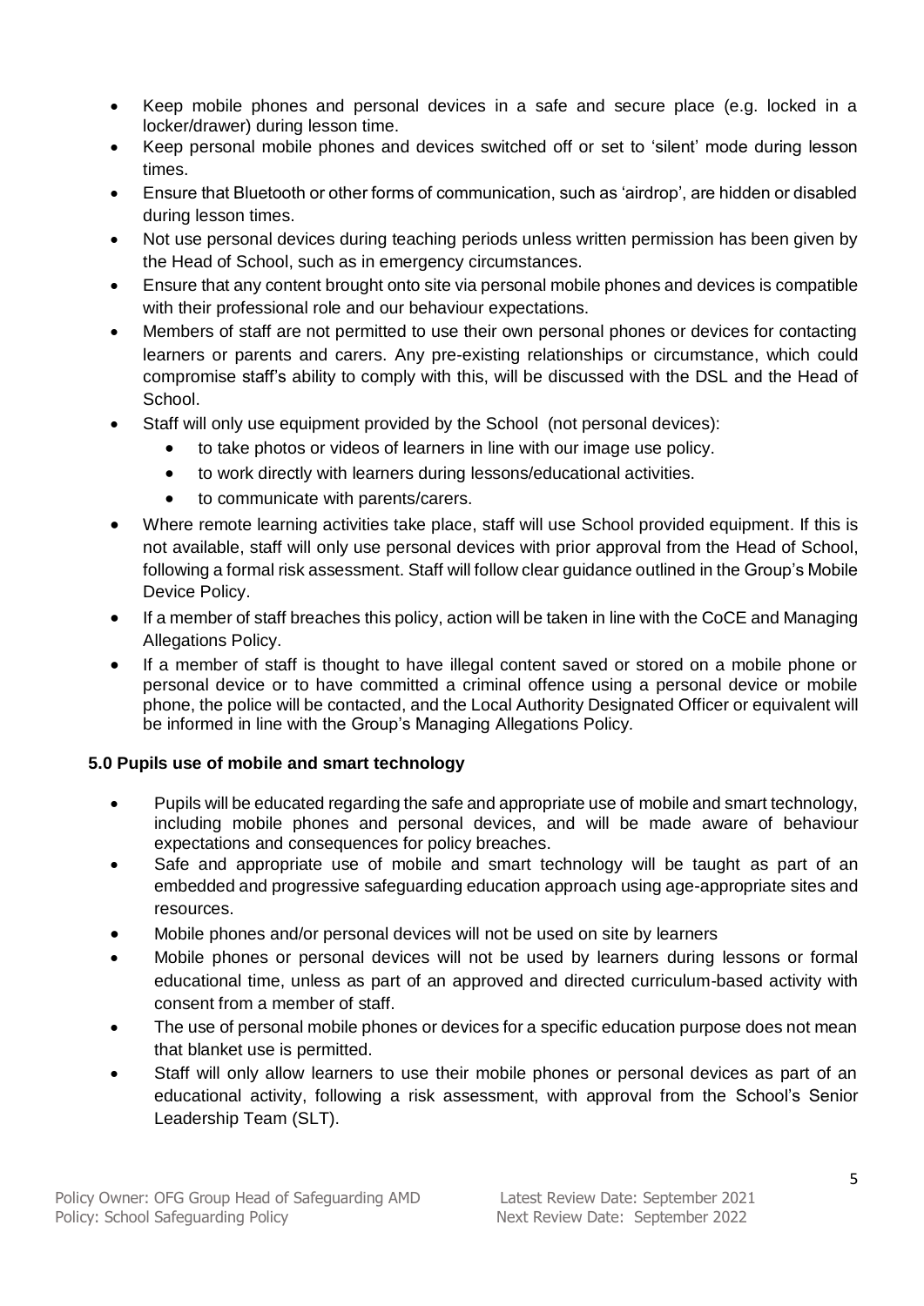- Keep mobile phones and personal devices in a safe and secure place (e.g. locked in a locker/drawer) during lesson time.
- Keep personal mobile phones and devices switched off or set to 'silent' mode during lesson times.
- Ensure that Bluetooth or other forms of communication, such as 'airdrop', are hidden or disabled during lesson times.
- Not use personal devices during teaching periods unless written permission has been given by the Head of School, such as in emergency circumstances.
- Ensure that any content brought onto site via personal mobile phones and devices is compatible with their professional role and our behaviour expectations.
- Members of staff are not permitted to use their own personal phones or devices for contacting learners or parents and carers. Any pre-existing relationships or circumstance, which could compromise staff's ability to comply with this, will be discussed with the DSL and the Head of School.
- Staff will only use equipment provided by the School (not personal devices):
  - to take photos or videos of learners in line with our image use policy.
  - to work directly with learners during lessons/educational activities.
  - to communicate with parents/carers.
- Where remote learning activities take place, staff will use School provided equipment. If this is not available, staff will only use personal devices with prior approval from the Head of School, following a formal risk assessment. Staff will follow clear guidance outlined in the Group's Mobile Device Policy.
- If a member of staff breaches this policy, action will be taken in line with the CoCE and Managing Allegations Policy.
- If a member of staff is thought to have illegal content saved or stored on a mobile phone or personal device or to have committed a criminal offence using a personal device or mobile phone, the police will be contacted, and the Local Authority Designated Officer or equivalent will be informed in line with the Group's Managing Allegations Policy.

### 5.0 Pupils use of mobile and smart technology

- Pupils will be educated regarding the safe and appropriate use of mobile and smart technology, including mobile phones and personal devices, and will be made aware of behaviour expectations and consequences for policy breaches.
- Safe and appropriate use of mobile and smart technology will be taught as part of an embedded and progressive safeguarding education approach using age-appropriate sites and resources.
- Mobile phones and/or personal devices will not be used on site by learners
- Mobile phones or personal devices will not be used by learners during lessons or formal educational time, unless as part of an approved and directed curriculum-based activity with consent from a member of staff.
- The use of personal mobile phones or devices for a specific education purpose does not mean that blanket use is permitted.
- Staff will only allow learners to use their mobile phones or personal devices as part of an educational activity, following a risk assessment, with approval from the School's Senior Leadership Team (SLT).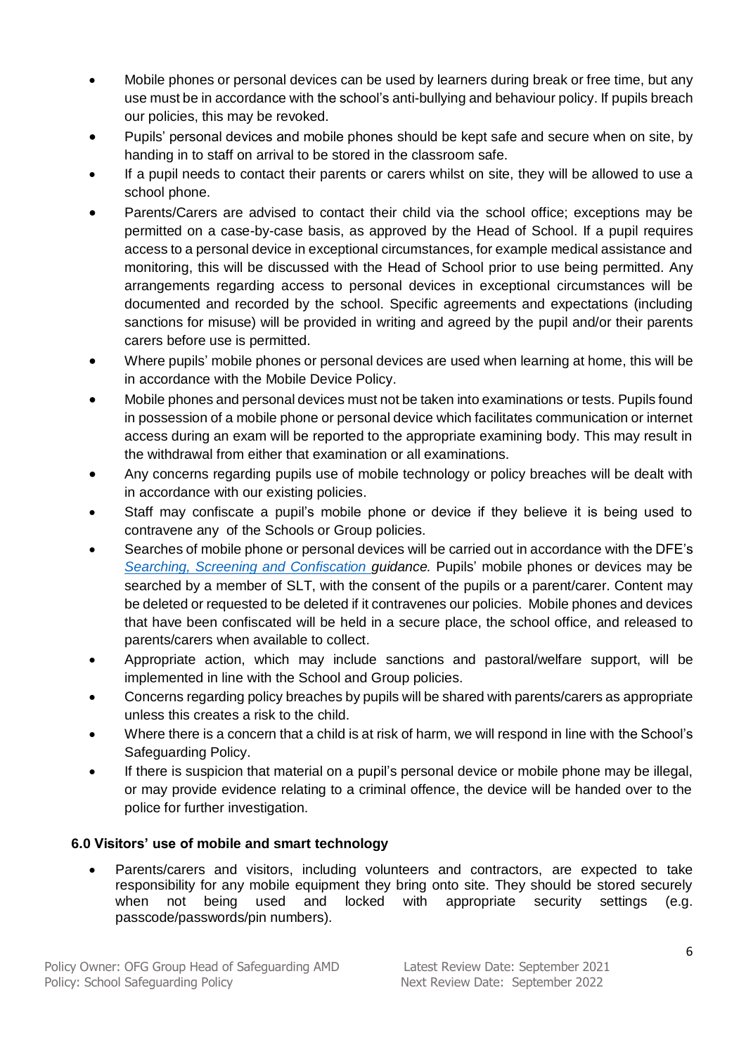- Mobile phones or personal devices can be used by learners during break or free time, but any use must be in accordance with the school's anti-bullying and behaviour policy. If pupils breach our policies, this may be revoked.
- Pupils' personal devices and mobile phones should be kept safe and secure when on site, by handing in to staff on arrival to be stored in the classroom safe.
- If a pupil needs to contact their parents or carers whilst on site, they will be allowed to use a school phone.
- Parents/Carers are advised to contact their child via the school office; exceptions may be permitted on a case-by-case basis, as approved by the Head of School. If a pupil requires access to a personal device in exceptional circumstances, for example medical assistance and monitoring, this will be discussed with the Head of School prior to use being permitted. Any arrangements regarding access to personal devices in exceptional circumstances will be documented and recorded by the school. Specific agreements and expectations (including sanctions for misuse) will be provided in writing and agreed by the pupil and/or their parents carers before use is permitted.
- Where pupils' mobile phones or personal devices are used when learning at home, this will be in accordance with the Mobile Device Policy.
- Mobile phones and personal devices must not be taken into examinations or tests. Pupils found in possession of a mobile phone or personal device which facilitates communication or internet access during an exam will be reported to the appropriate examining body. This may result in the withdrawal from either that examination or all examinations.
- Any concerns regarding pupils use of mobile technology or policy breaches will be dealt with in accordance with our existing policies.
- Staff may confiscate a pupil's mobile phone or device if they believe it is being used to contravene any of the Schools or Group policies.
- Searches of mobile phone or personal devices will be carried out in accordance with the DFE's *Searching, Screening and Confiscation guidance.* Pupils' mobile phones or devices may be searched by a member of SLT, with the consent of the pupils or a parent/carer. Content may be deleted or requested to be deleted if it contravenes our policies. Mobile phones and devices that have been confiscated will be held in a secure place, the school office, and released to parents/carers when available to collect.
- Appropriate action, which may include sanctions and pastoral/welfare support, will be implemented in line with the School and Group policies.
- Concerns regarding policy breaches by pupils will be shared with parents/carers as appropriate unless this creates a risk to the child.
- Where there is a concern that a child is at risk of harm, we will respond in line with the School's Safeguarding Policy.
- If there is suspicion that material on a pupil's personal device or mobile phone may be illegal, or may provide evidence relating to a criminal offence, the device will be handed over to the police for further investigation.

### 6.0 Visitors' use of mobile and smart technology

- Parents/carers and visitors, including volunteers and contractors, are expected to take responsibility for any mobile equipment they bring onto site. They should be stored securely when not being used and locked with appropriate security settings (e.g. passcode/passwords/pin numbers).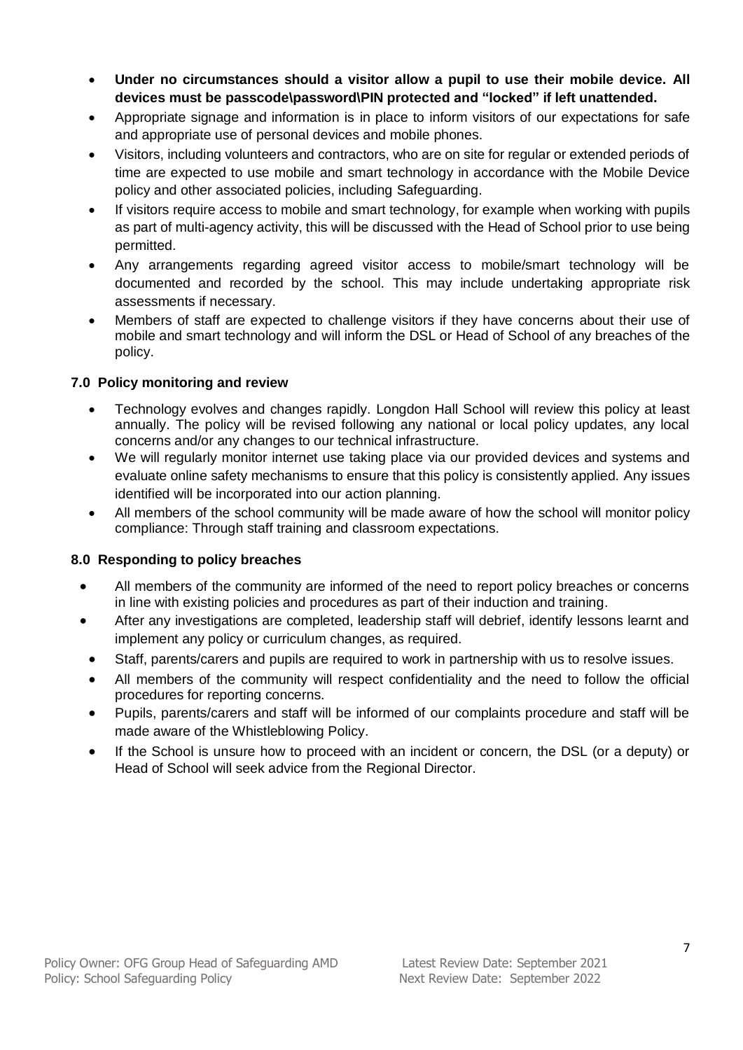- **Under no circumstances should a visitor allow a pupil to use their mobile device. All devices must be passcode\password\PIN protected and "locked" if left unattended.**
- Appropriate signage and information is in place to inform visitors of our expectations for safe and appropriate use of personal devices and mobile phones.
- Visitors, including volunteers and contractors, who are on site for regular or extended periods of time are expected to use mobile and smart technology in accordance with the Mobile Device policy and other associated policies, including Safeguarding.
- If visitors require access to mobile and smart technology, for example when working with pupils as part of multi-agency activity, this will be discussed with the Head of School prior to use being permitted.
- Any arrangements regarding agreed visitor access to mobile/smart technology will be documented and recorded by the school. This may include undertaking appropriate risk assessments if necessary.
- Members of staff are expected to challenge visitors if they have concerns about their use of mobile and smart technology and will inform the DSL or Head of School of any breaches of the policy.

### 7.0 Policy monitoring and review

- Technology evolves and changes rapidly. Longdon Hall School will review this policy at least annually. The policy will be revised following any national or local policy updates, any local concerns and/or any changes to our technical infrastructure.
- We will regularly monitor internet use taking place via our provided devices and systems and evaluate online safety mechanisms to ensure that this policy is consistently applied. Any issues identified will be incorporated into our action planning.
- All members of the school community will be made aware of how the school will monitor policy compliance: Through staff training and classroom expectations.

### 8.0 Responding to policy breaches

- All members of the community are informed of the need to report policy breaches or concerns in line with existing policies and procedures as part of their induction and training.
- After any investigations are completed, leadership staff will debrief, identify lessons learnt and implement any policy or curriculum changes, as required.
- Staff, parents/carers and pupils are required to work in partnership with us to resolve issues.
- All members of the community will respect confidentiality and the need to follow the official procedures for reporting concerns.
- Pupils, parents/carers and staff will be informed of our complaints procedure and staff will be made aware of the Whistleblowing Policy.
- If the School is unsure how to proceed with an incident or concern, the DSL (or a deputy) or Head of School will seek advice from the Regional Director.